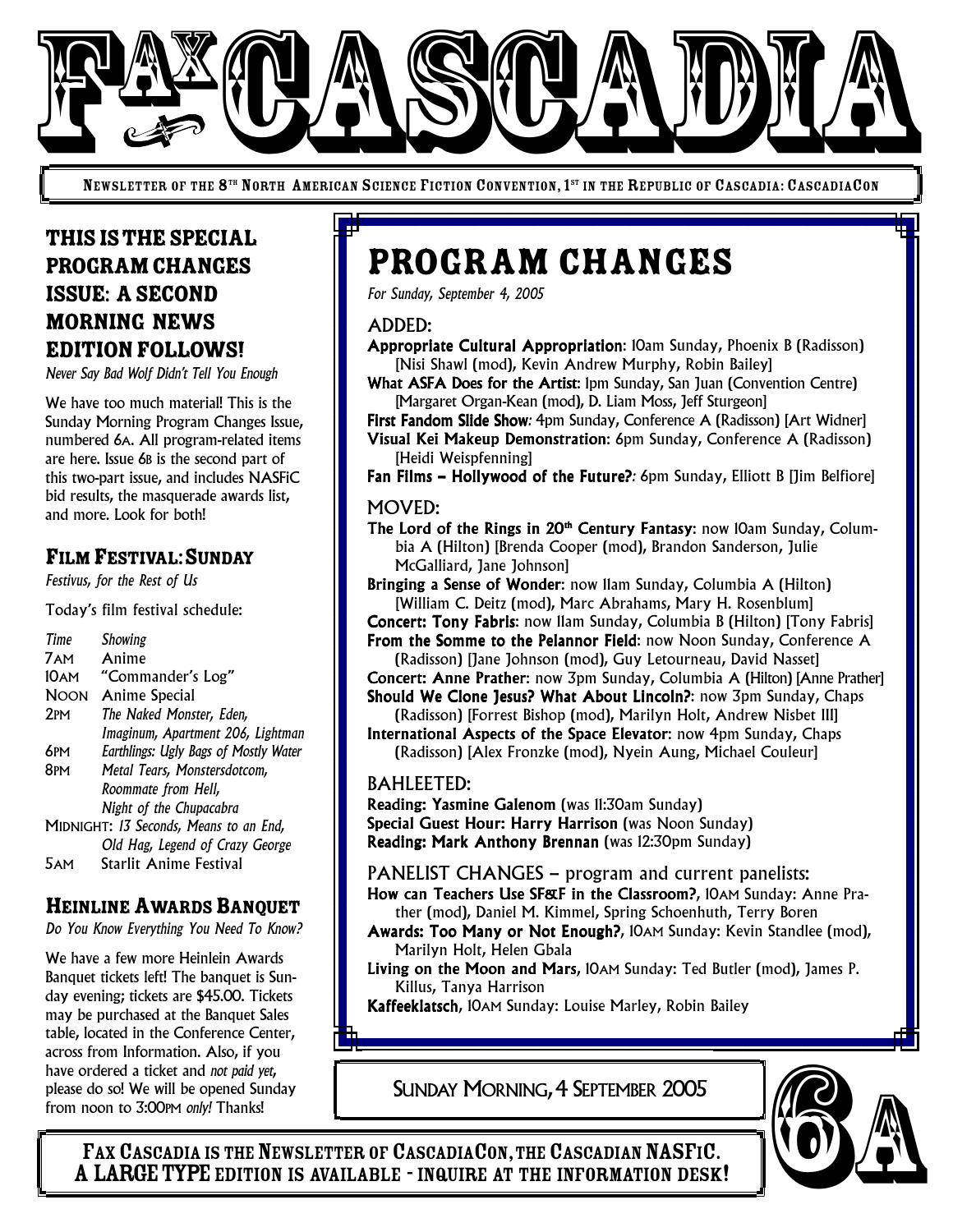# FAX CASCADIA

Newsletter of the 8th North American Science Fiction Convention, 1st in the Republic of Cascadia: CascadiaCon

## This is the Special Program Changes Issue: A Second Morning News Edition Follows!

*Never Say Bad Wolf Didn't Tell You Enough*

We have too much material! This is the Sunday Morning Program Changes Issue, numbered 6A. All program-related items are here. Issue 6B is the second part of this two-part issue, and includes NASFiC bid results, the masquerade awards list, and more. Look for both!

## Film Festival: Sunday

*Festivus, for the Rest of Us*

Today's film festival schedule:

| *Time* | *Showing* |
|---|---|
| 7AM | Anime |
| 10AM | "Commander's Log" |
| NOON | Anime Special |
| 2PM | *The Naked Monster, Eden, Imaginum, Apartment 206, Lightman* |
| 6PM | *Earthlings: Ugly Bags of Mostly Water* |
| 8PM | *Metal Tears, Monstersdotcom, Roommate from Hell, Night of the Chupacabra* |
| MIDNIGHT: | *13 Seconds, Means to an End, Old Hag, Legend of Crazy George* |
| 5AM | Starlit Anime Festival |

## Heinline Awards Banquet

*Do You Know Everything You Need To Know?*

We have a few more Heinlein Awards Banquet tickets left! The banquet is Sunday evening; tickets are $45.00. Tickets may be purchased at the Banquet Sales table, located in the Conference Center, across from Information. Also, if you have ordered a ticket and *not paid yet*, please do so! We will be opened Sunday from noon to 3:00PM *only!* Thanks!

# Program Changes

*For Sunday, September 4, 2005*

### ADDED:

**Appropriate Cultural Appropriation**: 10am Sunday, Phoenix B (Radisson) [Nisi Shawl (mod), Kevin Andrew Murphy, Robin Bailey]

**What ASFA Does for the Artist**: 1pm Sunday, San Juan (Convention Centre) [Margaret Organ-Kean (mod), D. Liam Moss, Jeff Sturgeon]

**First Fandom Slide Show**: 4pm Sunday, Conference A (Radisson) [Art Widner]

**Visual Kei Makeup Demonstration**: 6pm Sunday, Conference A (Radisson) [Heidi Weispfenning]

**Fan Films – Hollywood of the Future?**: 6pm Sunday, Elliott B [Jim Belfiore]

### MOVED:

**The Lord of the Rings in 20th Century Fantasy**: now 10am Sunday, Columbia A (Hilton) [Brenda Cooper (mod), Brandon Sanderson, Julie McGalliard, Jane Johnson]

**Bringing a Sense of Wonder**: now 11am Sunday, Columbia A (Hilton) [William C. Deitz (mod), Marc Abrahams, Mary H. Rosenblum]

**Concert: Tony Fabris**: now 11am Sunday, Columbia B (Hilton) [Tony Fabris]

**From the Somme to the Pelannor Field**: now Noon Sunday, Conference A (Radisson) [Jane Johnson (mod), Guy Letourneau, David Nasset]

**Concert: Anne Prather**: now 3pm Sunday, Columbia A (Hilton) [Anne Prather]

**Should We Clone Jesus? What About Lincoln?**: now 3pm Sunday, Chaps (Radisson) [Forrest Bishop (mod), Marilyn Holt, Andrew Nisbet III]

**International Aspects of the Space Elevator**: now 4pm Sunday, Chaps (Radisson) [Alex Fronzke (mod), Nyein Aung, Michael Couleur]

### BAHLEETED:

**Reading: Yasmine Galenom** (was 11:30am Sunday)

**Special Guest Hour: Harry Harrison** (was Noon Sunday)

**Reading: Mark Anthony Brennan** (was 12:30pm Sunday)

### PANELIST CHANGES – program and current panelists:

**How can Teachers Use SF&F in the Classroom?**, 10AM Sunday: Anne Prather (mod), Daniel M. Kimmel, Spring Schoenhuth, Terry Boren

**Awards: Too Many or Not Enough?**, 10AM Sunday: Kevin Standlee (mod), Marilyn Holt, Helen Gbala

**Living on the Moon and Mars**, 10AM Sunday: Ted Butler (mod), James P. Killus, Tanya Harrison

**Kaffeeklatsch**, 10AM Sunday: Louise Marley, Robin Bailey

Sunday Morning, 4 September 2005

6A

Fax Cascadia is the Newsletter of CascadiaCon, the Cascadian NASFiC. A LARGE TYPE edition is available - inquire at the information desk!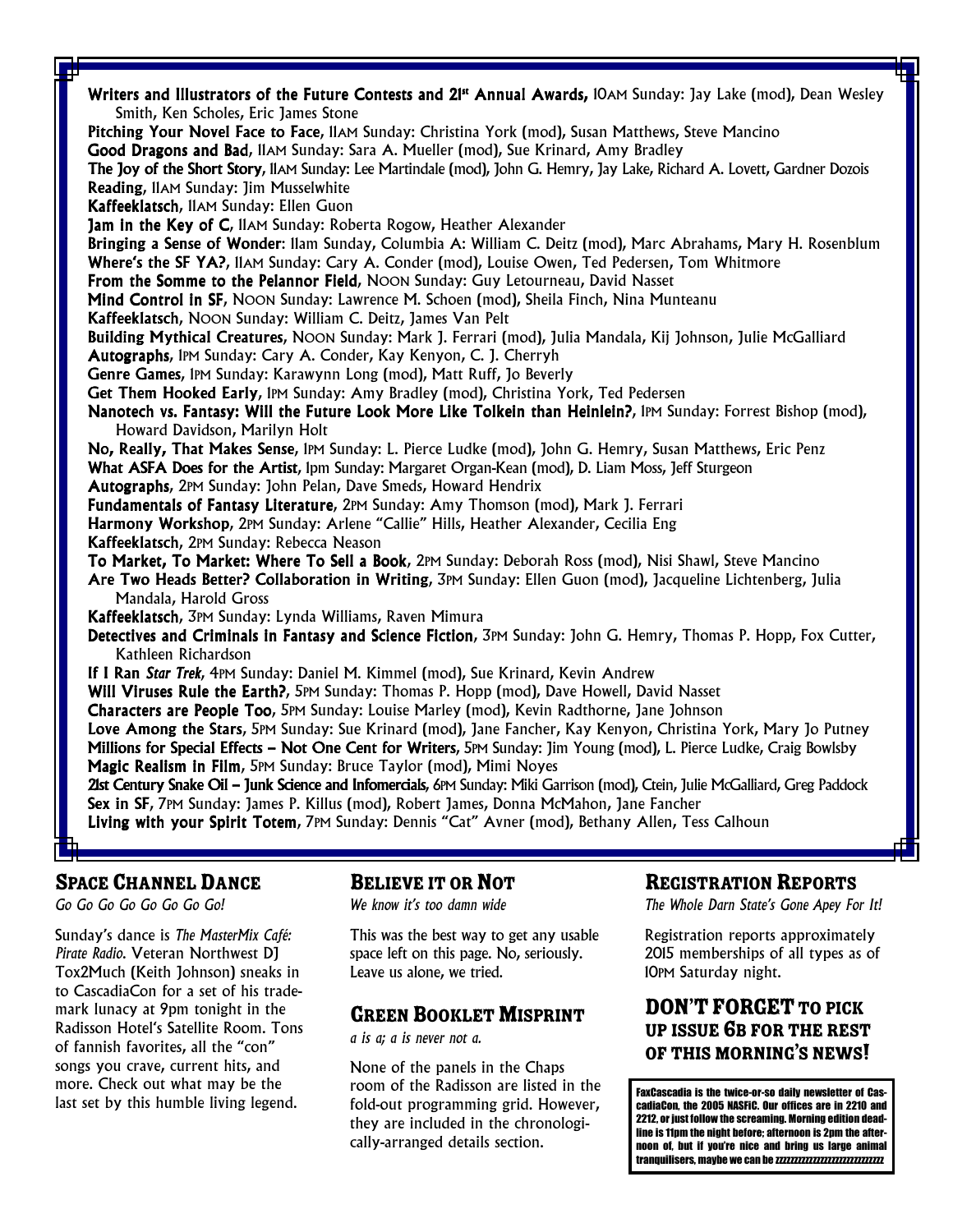**Writers and Illustrators of the Future Contests and 21st Annual Awards,** 10AM Sunday: Jay Lake (mod), Dean Wesley Smith, Ken Scholes, Eric James Stone

**Pitching Your Novel Face to Face,** 11AM Sunday: Christina York (mod), Susan Matthews, Steve Mancino

**Good Dragons and Bad,** 11AM Sunday: Sara A. Mueller (mod), Sue Krinard, Amy Bradley

**The Joy of the Short Story,** 11AM Sunday: Lee Martindale (mod), John G. Hemry, Jay Lake, Richard A. Lovett, Gardner Dozois

**Reading,** 11AM Sunday: Jim Musselwhite

**Kaffeeklatsch,** 11AM Sunday: Ellen Guon

**Jam in the Key of C,** 11AM Sunday: Roberta Rogow, Heather Alexander

**Bringing a Sense of Wonder:** 11am Sunday, Columbia A: William C. Deitz (mod), Marc Abrahams, Mary H. Rosenblum

**Where's the SF YA?,** 11AM Sunday: Cary A. Conder (mod), Louise Owen, Ted Pedersen, Tom Whitmore

**From the Somme to the Pelannor Field,** NOON Sunday: Guy Letourneau, David Nasset

**Mind Control in SF,** NOON Sunday: Lawrence M. Schoen (mod), Sheila Finch, Nina Munteanu

**Kaffeeklatsch,** NOON Sunday: William C. Deitz, James Van Pelt

**Building Mythical Creatures,** NOON Sunday: Mark J. Ferrari (mod), Julia Mandala, Kij Johnson, Julie McGalliard

**Autographs,** 1PM Sunday: Cary A. Conder, Kay Kenyon, C. J. Cherryh

**Genre Games,** 1PM Sunday: Karawynn Long (mod), Matt Ruff, Jo Beverly

**Get Them Hooked Early,** 1PM Sunday: Amy Bradley (mod), Christina York, Ted Pedersen

**Nanotech vs. Fantasy: Will the Future Look More Like Tolkein than Heinlein?,** 1PM Sunday: Forrest Bishop (mod), Howard Davidson, Marilyn Holt

**No, Really, That Makes Sense,** 1PM Sunday: L. Pierce Ludke (mod), John G. Hemry, Susan Matthews, Eric Penz

**What ASFA Does for the Artist,** 1pm Sunday: Margaret Organ-Kean (mod), D. Liam Moss, Jeff Sturgeon

**Autographs,** 2PM Sunday: John Pelan, Dave Smeds, Howard Hendrix

**Fundamentals of Fantasy Literature,** 2PM Sunday: Amy Thomson (mod), Mark J. Ferrari

**Harmony Workshop,** 2PM Sunday: Arlene "Callie" Hills, Heather Alexander, Cecilia Eng

**Kaffeeklatsch,** 2PM Sunday: Rebecca Neason

**To Market, To Market: Where To Sell a Book,** 2PM Sunday: Deborah Ross (mod), Nisi Shawl, Steve Mancino

**Are Two Heads Better? Collaboration in Writing,** 3PM Sunday: Ellen Guon (mod), Jacqueline Lichtenberg, Julia Mandala, Harold Gross

**Kaffeeklatsch,** 3PM Sunday: Lynda Williams, Raven Mimura

**Detectives and Criminals in Fantasy and Science Fiction,** 3PM Sunday: John G. Hemry, Thomas P. Hopp, Fox Cutter, Kathleen Richardson

**If I Ran *Star Trek*,** 4PM Sunday: Daniel M. Kimmel (mod), Sue Krinard, Kevin Andrew

**Will Viruses Rule the Earth?,** 5PM Sunday: Thomas P. Hopp (mod), Dave Howell, David Nasset

**Characters are People Too,** 5PM Sunday: Louise Marley (mod), Kevin Radthorne, Jane Johnson

**Love Among the Stars,** 5PM Sunday: Sue Krinard (mod), Jane Fancher, Kay Kenyon, Christina York, Mary Jo Putney

**Millions for Special Effects – Not One Cent for Writers,** 5PM Sunday: Jim Young (mod), L. Pierce Ludke, Craig Bowlsby

**Magic Realism in Film,** 5PM Sunday: Bruce Taylor (mod), Mimi Noyes

**21st Century Snake Oil – Junk Science and Infomercials,** 6PM Sunday: Miki Garrison (mod), Ctein, Julie McGalliard, Greg Paddock

**Sex in SF,** 7PM Sunday: James P. Killus (mod), Robert James, Donna McMahon, Jane Fancher

**Living with your Spirit Totem,** 7PM Sunday: Dennis "Cat" Avner (mod), Bethany Allen, Tess Calhoun

## Space Channel Dance

*Go Go Go Go Go Go Go Go!*

Sunday's dance is *The MasterMix Café: Pirate Radio*. Veteran Northwest DJ Tox2Much (Keith Johnson) sneaks in to CascadiaCon for a set of his trademark lunacy at 9pm tonight in the Radisson Hotel's Satellite Room. Tons of fannish favorites, all the "con" songs you crave, current hits, and more. Check out what may be the last set by this humble living legend.

## Believe it or Not

*We know it's too damn wide*

This was the best way to get any usable space left on this page. No, seriously. Leave us alone, we tried.

## Green Booklet Misprint

*a is a; a is never not a.*

None of the panels in the Chaps room of the Radisson are listed in the fold-out programming grid. However, they are included in the chronologically-arranged details section.

## Registration Reports

*The Whole Darn State's Gone Apey For It!*

Registration reports approximately 2015 memberships of all types as of 10PM Saturday night.

## DON'T FORGET to pick up issue 6b for the rest of this morning's news!

FaxCascadia is the twice-or-so daily newsletter of CascadiaCon, the 2005 NASFiC. Our offices are in 2210 and 2212, or just follow the screaming. Morning edition deadline is 11pm the night before; afternoon is 2pm the afternoon of, but if you're nice and bring us large animal tranquilisers, maybe we can be zzzzzzzzzzzzzzzzzzzzzzzzzz